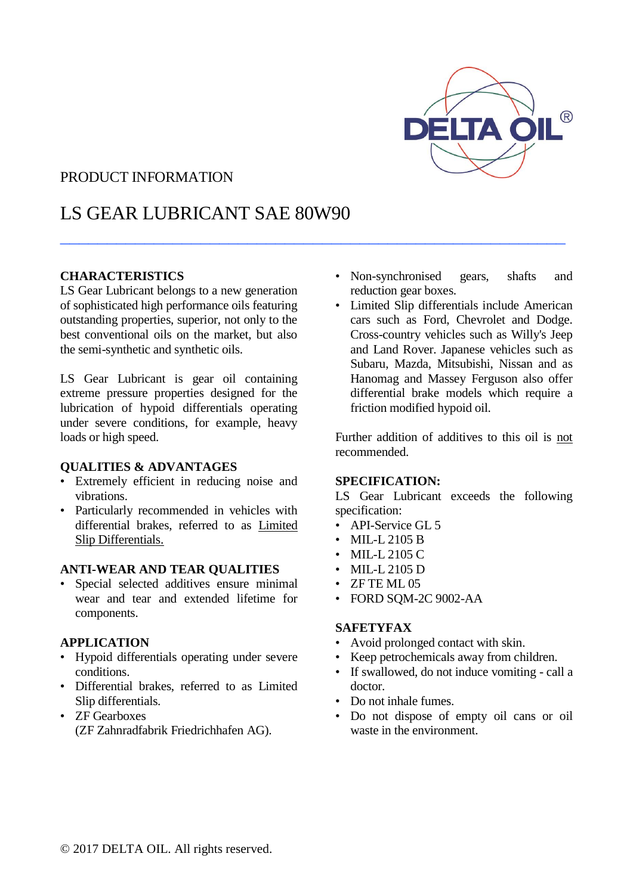PRODUCT INFORMATION

# LS GEAR LUBRICANT SAE 80W90

---

## CHARACTERISTICS

LS Gear Lubricant belongs to a new generation of sophisticated high performance oils featuring outstanding properties, superior, not only to the best conventional oils on the market, but also the semi-synthetic and synthetic oils.

LS Gear Lubricant is gear oil containing extreme pressure properties designed for the lubrication of hypoid differentials operating under severe conditions, for example, heavy loads or high speed.

## QUALITIES & ADVANTAGES

- Extremely efficient in reducing noise and vibrations.
- Particularly recommended in vehicles with differential brakes, referred to as <u>Limited Slip Differentials.</u>

## ANTI-WEAR AND TEAR QUALITIES

- Special selected additives ensure minimal wear and tear and extended lifetime for components.

## APPLICATION

- Hypoid differentials operating under severe conditions.
- Differential brakes, referred to as Limited Slip differentials.
- ZF Gearboxes (ZF Zahnradfabrik Friedrichhafen AG).
- Non-synchronised gears, shafts and reduction gear boxes.
- Limited Slip differentials include American cars such as Ford, Chevrolet and Dodge. Cross-country vehicles such as Willy's Jeep and Land Rover. Japanese vehicles such as Subaru, Mazda, Mitsubishi, Nissan and as Hanomag and Massey Ferguson also offer differential brake models which require a friction modified hypoid oil.

Further addition of additives to this oil is <u>not</u> recommended.

## SPECIFICATION:

LS Gear Lubricant exceeds the following specification:

- API-Service GL 5
- MIL-L 2105 B
- MIL-L 2105 C
- MIL-L 2105 D
- ZF TE ML 05
- FORD SQM-2C 9002-AA

## SAFETYFAX

- Avoid prolonged contact with skin.
- Keep petrochemicals away from children.
- If swallowed, do not induce vomiting - call a doctor.
- Do not inhale fumes.
- Do not dispose of empty oil cans or oil waste in the environment.

© 2017 DELTA OIL. All rights reserved.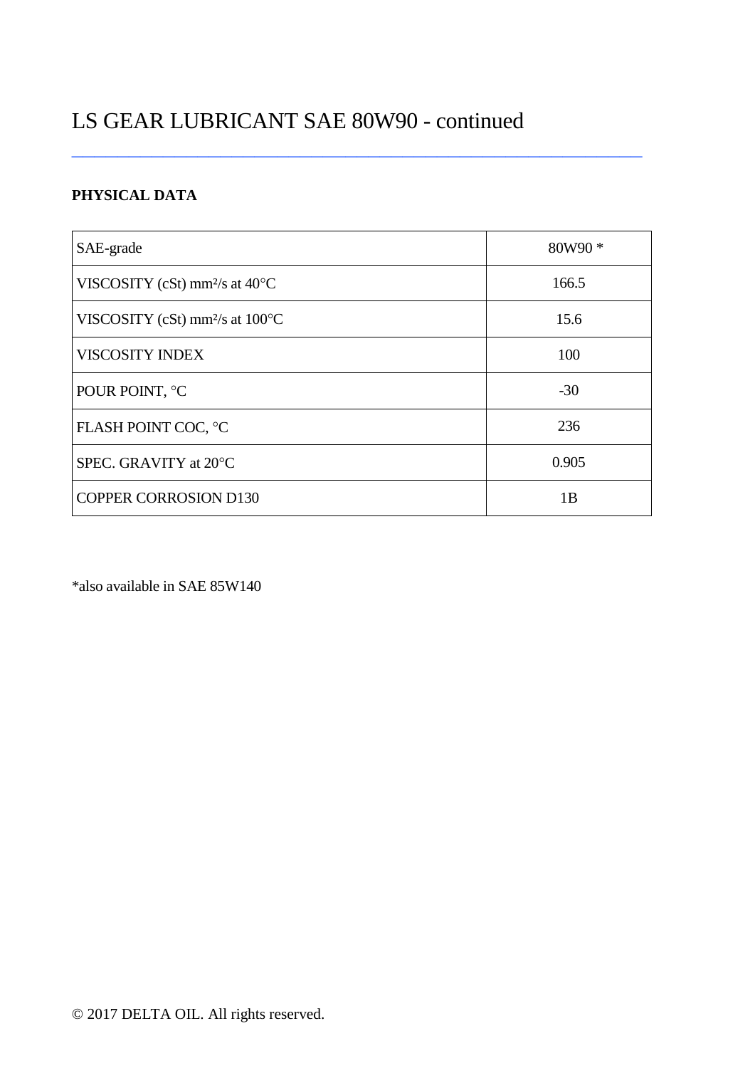# LS GEAR LUBRICANT SAE 80W90 - continued

**PHYSICAL DATA**

| | |
|---|---|
| SAE-grade | 80W90 * |
| VISCOSITY (cSt) mm²/s at 40°C | 166.5 |
| VISCOSITY (cSt) mm²/s at 100°C | 15.6 |
| VISCOSITY INDEX | 100 |
| POUR POINT, °C | -30 |
| FLASH POINT COC, °C | 236 |
| SPEC. GRAVITY at 20°C | 0.905 |
| COPPER CORROSION D130 | 1B |

*also available in SAE 85W140

© 2017 DELTA OIL. All rights reserved.